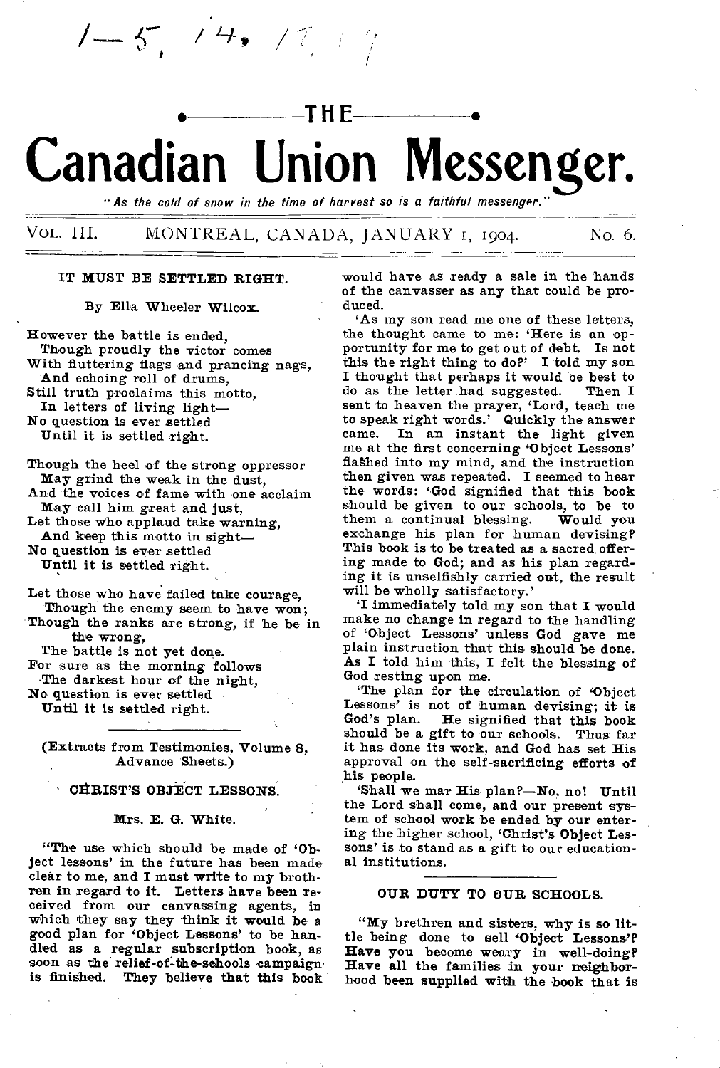1—5, 14, 17, 19

# THE Canadian Union Messenger.

*"As the cold of snow in the time of harvest so is a faithful messenger."*

VOL. III. MONTREAL, CANADA, JANUARY 1, 1904. No. 6.

## IT MUST BE SETTLED RIGHT.

By Ella Wheeler Wilcox.

However the battle is ended,
  Though proudly the victor comes
With fluttering flags and prancing nags,
  And echoing roll of drums,
Still truth proclaims this motto,
  In letters of living light—
No question is ever settled
  Until it is settled right.

Though the heel of the strong oppressor
  May grind the weak in the dust,
And the voices of fame with one acclaim
  May call him great and just,
Let those who applaud take warning,
  And keep this motto in sight—
No question is ever settled
  Until it is settled right.

Let those who have failed take courage,
  Though the enemy seem to have won;
Though the ranks are strong, if he be in
    the wrong,
  The battle is not yet done.
For sure as the morning follows
  The darkest hour of the night,
No question is ever settled
  Until it is settled right.

(Extracts from Testimonies, Volume 8, Advance Sheets.)

## CHRIST'S OBJECT LESSONS.

Mrs. E. G. White.

"The use which should be made of 'Object lessons' in the future has been made clear to me, and I must write to my brethren in regard to it. Letters have been received from our canvassing agents, in which they say they think it would be a good plan for 'Object Lessons' to be handled as a regular subscription book, as soon as the relief-of-the-schools campaign is finished. They believe that this book would have as ready a sale in the hands of the canvasser as any that could be produced.

'As my son read me one of these letters, the thought came to me: 'Here is an opportunity for me to get out of debt. Is not this the right thing to do?' I told my son I thought that perhaps it would be best to do as the letter had suggested. Then I sent to heaven the prayer, 'Lord, teach me to speak right words.' Quickly the answer came. In an instant the light given me at the first concerning 'Object Lessons' flashed into my mind, and the instruction then given was repeated. I seemed to hear the words: 'God signified that this book should be given to our schools, to be to them a continual blessing. Would you exchange his plan for human devising? This book is to be treated as a sacred offering made to God; and as his plan regarding it is unselfishly carried out, the result will be wholly satisfactory.'

'I immediately told my son that I would make no change in regard to the handling of 'Object Lessons' unless God gave me plain instruction that this should be done. As I told him this, I felt the blessing of God resting upon me.

'The plan for the circulation of 'Object Lessons' is not of human devising; it is God's plan. He signified that this book should be a gift to our schools. Thus far it has done its work, and God has set His approval on the self-sacrificing efforts of his people.

'Shall we mar His plan?—No, no! Until the Lord shall come, and our present system of school work be ended by our entering the higher school, 'Christ's Object Lessons' is to stand as a gift to our educational institutions.

## OUR DUTY TO OUR SCHOOLS.

"My brethren and sisters, why is so little being done to sell 'Object Lessons'? Have you become weary in well-doing? Have all the families in your neighborhood been supplied with the book that is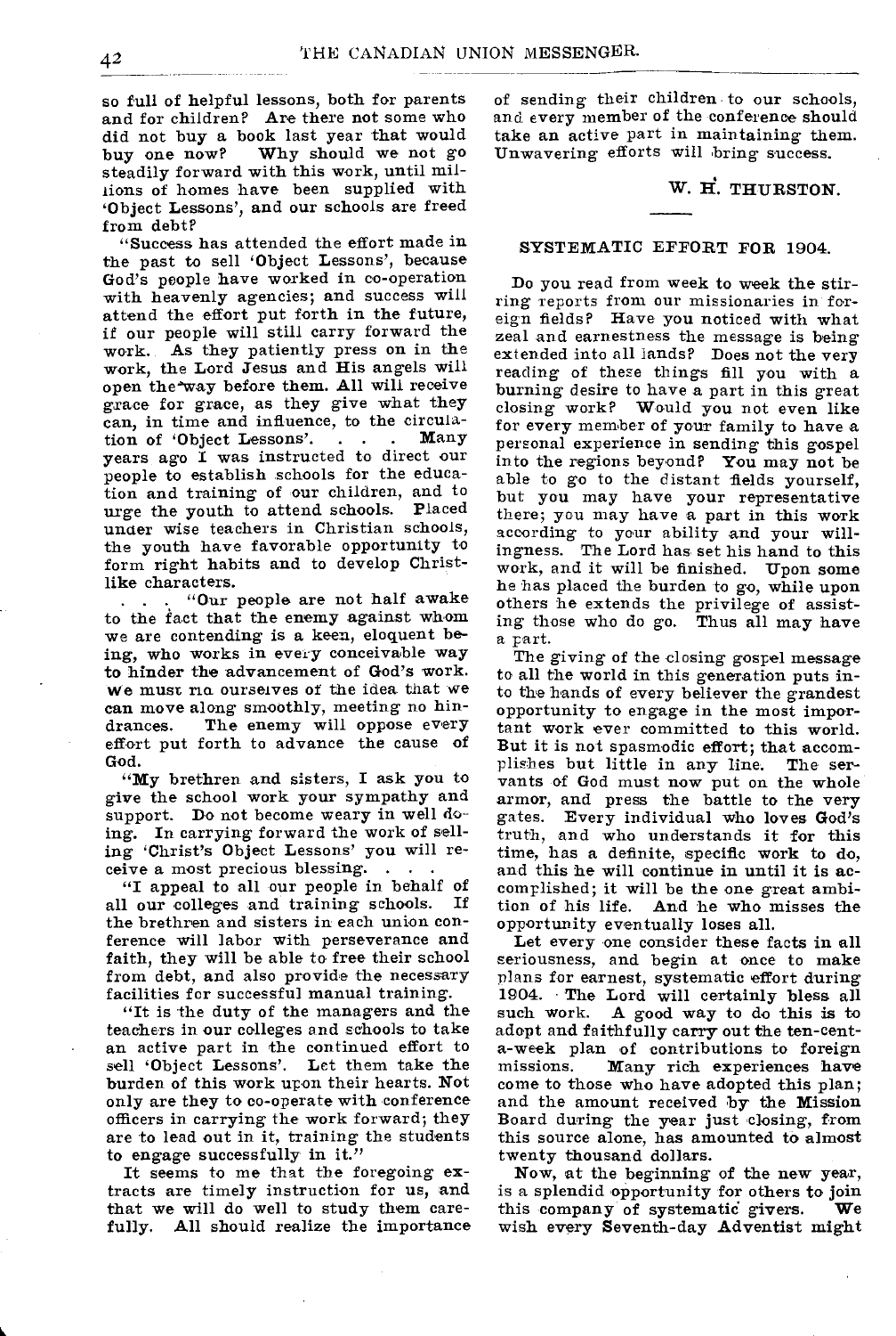so full of helpful lessons, both for parents and for children? Are there not some who did not buy a book last year that would buy one now? Why should we not go steadily forward with this work, until millions of homes have been supplied with 'Object Lessons', and our schools are freed from debt?

"Success has attended the effort made in the past to sell 'Object Lessons', because God's people have worked in co-operation with heavenly agencies; and success will attend the effort put forth in the future, if our people will still carry forward the work. As they patiently press on in the work, the Lord Jesus and His angels will open the way before them. All will receive grace for grace, as they give what they can, in time and influence, to the circulation of 'Object Lessons'. . . . Many years ago I was instructed to direct our people to establish schools for the education and training of our children, and to urge the youth to attend schools. Placed under wise teachers in Christian schools, the youth have favorable opportunity to form right habits and to develop Christlike characters.

. . . "Our people are not half awake to the fact that the enemy against whom we are contending is a keen, eloquent being, who works in every conceivable way to hinder the advancement of God's work. We must rid ourselves of the idea that we can move along smoothly, meeting no hindrances. The enemy will oppose every effort put forth to advance the cause of God.

"My brethren and sisters, I ask you to give the school work your sympathy and support. Do not become weary in well doing. In carrying forward the work of selling 'Christ's Object Lessons' you will receive a most precious blessing. . . .

"I appeal to all our people in behalf of all our colleges and training schools. If the brethren and sisters in each union conference will labor with perseverance and faith, they will be able to free their school from debt, and also provide the necessary facilities for successful manual training.

"It is the duty of the managers and the teachers in our colleges and schools to take an active part in the continued effort to sell 'Object Lessons'. Let them take the burden of this work upon their hearts. Not only are they to co-operate with conference officers in carrying the work forward; they are to lead out in it, training the students to engage successfully in it."

It seems to me that the foregoing extracts are timely instruction for us, and that we will do well to study them carefully. All should realize the importance of sending their children to our schools, and every member of the conference should take an active part in maintaining them. Unwavering efforts will bring success.

W. H. THURSTON.

## SYSTEMATIC EFFORT FOR 1904.

Do you read from week to week the stirring reports from our missionaries in foreign fields? Have you noticed with what zeal and earnestness the message is being extended into all lands? Does not the very reading of these things fill you with a burning desire to have a part in this great closing work? Would you not even like for every member of your family to have a personal experience in sending this gospel into the regions beyond? You may not be able to go to the distant fields yourself, but you may have your representative there; you may have a part in this work according to your ability and your willingness. The Lord has set his hand to this work, and it will be finished. Upon some he has placed the burden to go, while upon others he extends the privilege of assisting those who do go. Thus all may have a part.

The giving of the closing gospel message to all the world in this generation puts into the hands of every believer the grandest opportunity to engage in the most important work ever committed to this world. But it is not spasmodic effort; that accomplishes but little in any line. The servants of God must now put on the whole armor, and press the battle to the very gates. Every individual who loves God's truth, and who understands it for this time, has a definite, specific work to do, and this he will continue in until it is accomplished; it will be the one great ambition of his life. And he who misses the opportunity eventually loses all.

Let every one consider these facts in all seriousness, and begin at once to make plans for earnest, systematic effort during 1904. The Lord will certainly bless all such work. A good way to do this is to adopt and faithfully carry out the ten-cent-a-week plan of contributions to foreign missions. Many rich experiences have come to those who have adopted this plan; and the amount received by the Mission Board during the year just closing, from this source alone, has amounted to almost twenty thousand dollars.

Now, at the beginning of the new year, is a splendid opportunity for others to join this company of systematic givers. We wish every Seventh-day Adventist might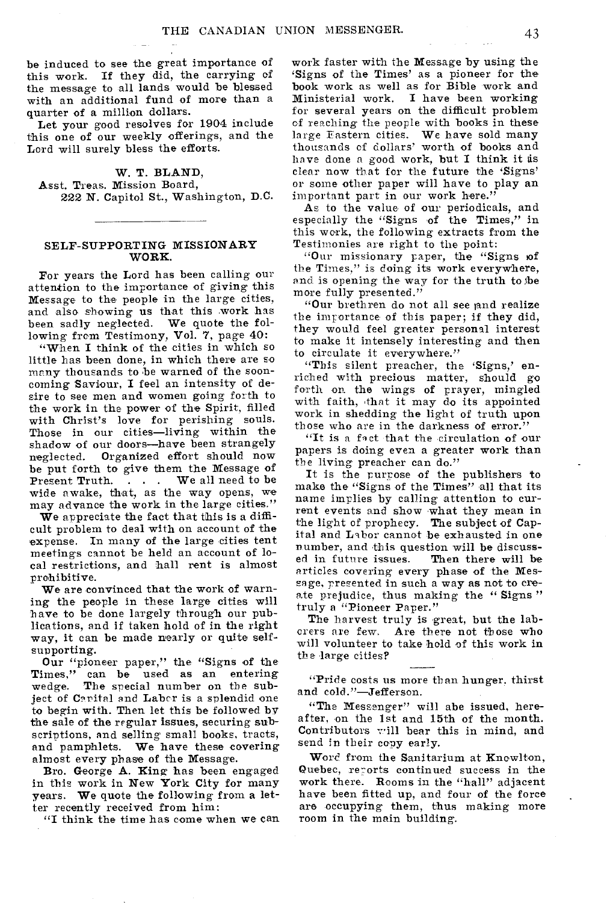be induced to see the great importance of this work. If they did, the carrying of the message to all lands would be blessed with an additional fund of more than a quarter of a million dollars.

Let your good resolves for 1904 include this one of our weekly offerings, and the Lord will surely bless the efforts.

W. T. BLAND,
Asst. Treas. Mission Board,
222 N. Capitol St., Washington, D.C.

## SELF-SUPPORTING MISSIONARY WORK.

For years the Lord has been calling our attention to the importance of giving this Message to the people in the large cities, and also showing us that this work has been sadly neglected. We quote the following from Testimony, Vol. 7, page 40:

"When I think of the cities in which so little has been done, in which there are so many thousands to be warned of the soon-coming Saviour, I feel an intensity of desire to see men and women going forth to the work in the power of the Spirit, filled with Christ's love for perishing souls. Those in our cities—living within the shadow of our doors—have been strangely neglected. Organized effort should now be put forth to give them the Message of Present Truth. . . . We all need to be wide awake, that, as the way opens, we may advance the work in the large cities."

We appreciate the fact that this is a difficult problem to deal with on account of the expense. In many of the large cities tent meetings cannot be held an account of local restrictions, and hall rent is almost prohibitive.

We are convinced that the work of warning the people in these large cities will have to be done largely through our publications, and if taken hold of in the right way, it can be made nearly or quite self-supporting.

Our "pioneer paper," the "Signs of the Times," can be used as an entering wedge. The special number on the subject of Capital and Labor is a splendid one to begin with. Then let this be followed by the sale of the regular issues, securing subscriptions, and selling small books, tracts, and pamphlets. We have these covering almost every phase of the Message.

Bro. George A. King has been engaged in this work in New York City for many years. We quote the following from a letter recently received from him:

"I think the time has come when we can work faster with the Message by using the 'Signs of the Times' as a pioneer for the book work as well as for Bible work and Ministerial work. I have been working for several years on the difficult problem of reaching the people with books in these large Eastern cities. We have sold many thousands of dollars' worth of books and have done a good work, but I think it is clear now that for the future the 'Signs' or some other paper will have to play an important part in our work here."

As to the value of our periodicals, and especially the "Signs of the Times," in this work, the following extracts from the Testimonies are right to the point:

"Our missionary paper, the "Signs of the Times," is doing its work everywhere, and is opening the way for the truth to be more fully presented."

"Our brethren do not all see and realize the importance of this paper; if they did, they would feel greater personal interest to make it intensely interesting and then to circulate it everywhere."

"This silent preacher, the 'Signs,' enriched with precious matter, should go forth on the wings of prayer, mingled with faith, that it may do its appointed work in shedding the light of truth upon those who are in the darkness of error."

"It is a fact that the circulation of our papers is doing even a greater work than the living preacher can do."

It is the purpose of the publishers to make the "Signs of the Times" all that its name implies by calling attention to current events and show what they mean in the light of prophecy. The subject of Capital and Labor cannot be exhausted in one number, and this question will be discussed in future issues. Then there will be articles covering every phase of the Message, presented in such a way as not to create prejudice, thus making the "Signs" truly a "Pioneer Paper."

The harvest truly is great, but the laborers are few. Are there not those who will volunteer to take hold of this work in the large cities?

---

"Pride costs us more than hunger, thirst and cold."—Jefferson.

"The Messenger" will abe issued, hereafter, on the 1st and 15th of the month. Contributors will bear this in mind, and send in their copy early.

Word from the Sanitarium at Knowlton, Quebec, reports continued success in the work there. Rooms in the "hall" adjacent have been fitted up, and four of the force are occupying them, thus making more room in the main building.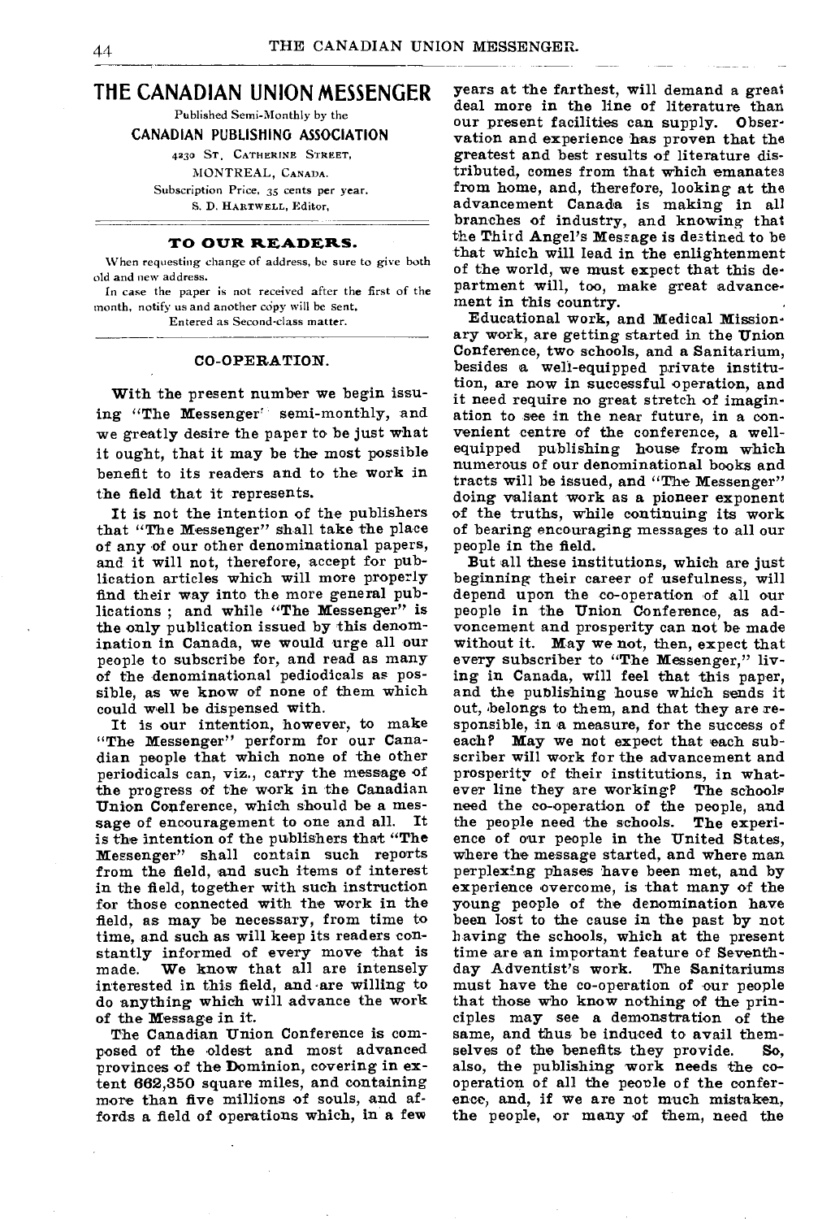# THE CANADIAN UNION MESSENGER

Published Semi-Monthly by the

CANADIAN PUBLISHING ASSOCIATION

4230 ST. CATHERINE STREET,

MONTREAL, CANADA.

Subscription Price, 35 cents per year.

S. D. HARTWELL, Editor,

---

### TO OUR READERS.

When requesting change of address, be sure to give both old and new address.

In case the paper is not received after the first of the month, notify us and another copy will be sent.

Entered as Second-class matter.

---

### CO-OPERATION.

With the present number we begin issuing "The Messenger" semi-monthly, and we greatly desire the paper to be just what it ought, that it may be the most possible benefit to its readers and to the work in the field that it represents.

It is not the intention of the publishers that "The Messenger" shall take the place of any of our other denominational papers, and it will not, therefore, accept for publication articles which will more properly find their way into the more general publications; and while "The Messenger" is the only publication issued by this denomination in Canada, we would urge all our people to subscribe for, and read as many of the denominational pediodicals as possible, as we know of none of them which could well be dispensed with.

It is our intention, however, to make "The Messenger" perform for our Canadian people that which none of the other periodicals can, viz., carry the message of the progress of the work in the Canadian Union Conference, which should be a message of encouragement to one and all. It is the intention of the publishers that "The Messenger" shall contain such reports from the field, and such items of interest in the field, together with such instruction for those connected with the work in the field, as may be necessary, from time to time, and such as will keep its readers constantly informed of every move that is made. We know that all are intensely interested in this field, and are willing to do anything which will advance the work of the Message in it.

The Canadian Union Conference is composed of the oldest and most advanced provinces of the Dominion, covering in extent 662,350 square miles, and containing more than five millions of souls, and affords a field of operations which, in a few years at the farthest, will demand a great deal more in the line of literature than our present facilities can supply. Observation and experience has proven that the greatest and best results of literature distributed, comes from that which emanates from home, and, therefore, looking at the advancement Canada is making in all branches of industry, and knowing that the Third Angel's Message is destined to be that which will lead in the enlightenment of the world, we must expect that this department will, too, make great advancement in this country.

Educational work, and Medical Missionary work, are getting started in the Union Conference, two schools, and a Sanitarium, besides a well-equipped private institution, are now in successful operation, and it need require no great stretch of imagination to see in the near future, in a convenient centre of the conference, a well-equipped publishing house from which numerous of our denominational books and tracts will be issued, and "The Messenger" doing valiant work as a pioneer exponent of the truths, while continuing its work of bearing encouraging messages to all our people in the field.

But all these institutions, which are just beginning their career of usefulness, will depend upon the co-operation of all our people in the Union Conference, as advoncement and prosperity can not be made without it. May we not, then, expect that every subscriber to "The Messenger," living in Canada, will feel that this paper, and the publishing house which sends it out, belongs to them, and that they are responsible, in a measure, for the success of each? May we not expect that each subscriber will work for the advancement and prosperity of their institutions, in whatever line they are working? The schools need the co-operation of the people, and the people need the schools. The experience of our people in the United States, where the message started, and where man perplexing phases have been met, and by experience overcome, is that many of the young people of the denomination have been lost to the cause in the past by not having the schools, which at the present time are an important feature of Seventh-day Adventist's work. The Sanitariums must have the co-operation of our people that those who know nothing of the principles may see a demonstration of the same, and thus be induced to avail themselves of the benefits they provide. So, also, the publishing work needs the co-operation of all the people of the conference, and, if we are not much mistaken, the people, or many of them, need the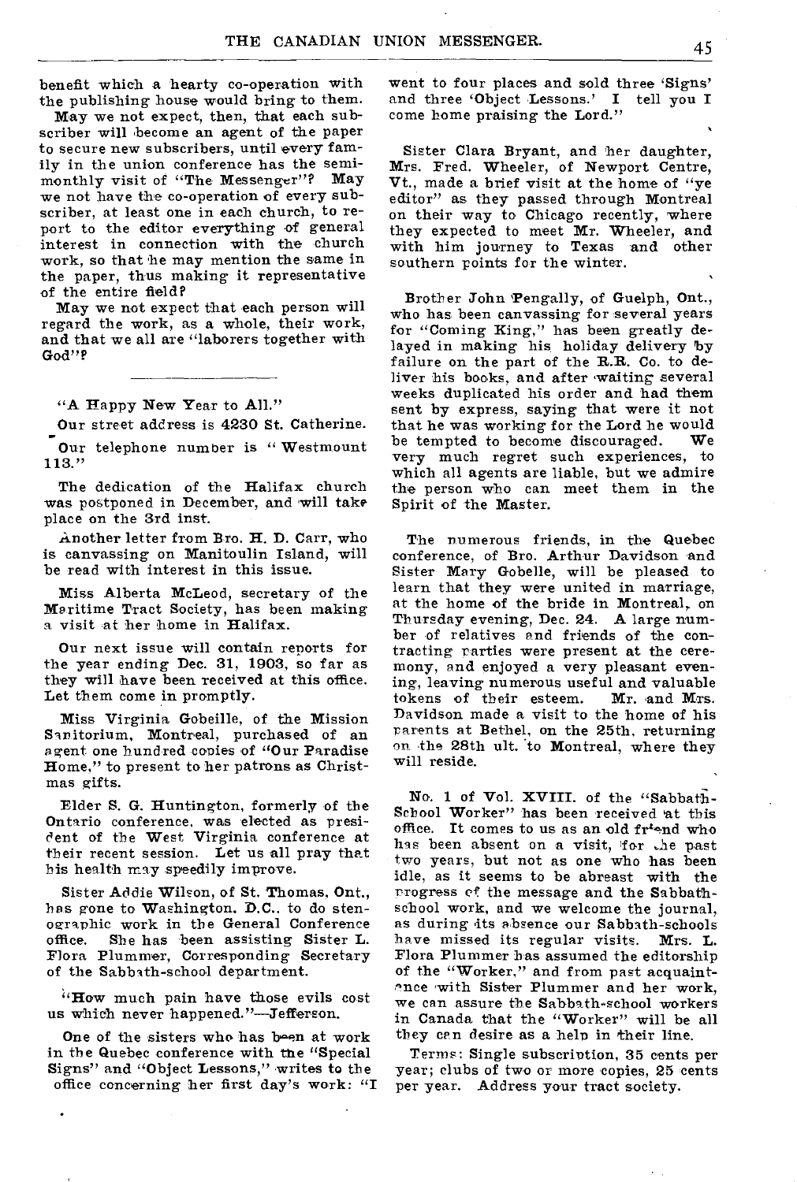benefit which a hearty co-operation with the publishing house would bring to them.

May we not expect, then, that each subscriber will become an agent of the paper to secure new subscribers, until every family in the union conference has the semimonthly visit of "The Messenger"? May we not have the co-operation of every subscriber, at least one in each church, to report to the editor everything of general interest in connection with the church work, so that he may mention the same in the paper, thus making it representative of the entire field?

May we not expect that each person will regard the work, as a whole, their work, and that we all are "laborers together with God"?

---

"A Happy New Year to All."

Our street address is 4230 St. Catherine.

Our telephone number is "Westmount 113."

The dedication of the Halifax church was postponed in December, and will take place on the 3rd inst.

Another letter from Bro. H. D. Carr, who is canvassing on Manitoulin Island, will be read with interest in this issue.

Miss Alberta McLeod, secretary of the Maritime Tract Society, has been making a visit at her home in Halifax.

Our next issue will contain reports for the year ending Dec. 31, 1903, so far as they will have been received at this office. Let them come in promptly.

Miss Virginia Gobeille, of the Mission Sanitorium, Montreal, purchased of an agent one hundred copies of "Our Paradise Home," to present to her patrons as Christmas gifts.

Elder S. G. Huntington, formerly of the Ontario conference, was elected as president of the West Virginia conference at their recent session. Let us all pray that his health may speedily improve.

Sister Addie Wilson, of St. Thomas, Ont., has gone to Washington, D.C., to do stenographic work in the General Conference office. She has been assisting Sister L. Flora Plummer, Corresponding Secretary of the Sabbath-school department.

"How much pain have those evils cost us which never happened."—Jefferson.

One of the sisters who has been at work in the Quebec conference with the "Special Signs" and "Object Lessons," writes to the office concerning her first day's work: "I went to four places and sold three 'Signs' and three 'Object Lessons.' I tell you I come home praising the Lord."

Sister Clara Bryant, and her daughter, Mrs. Fred. Wheeler, of Newport Centre, Vt., made a brief visit at the home of "ye editor" as they passed through Montreal on their way to Chicago recently, where they expected to meet Mr. Wheeler, and with him journey to Texas and other southern points for the winter.

Brother John Pengally, of Guelph, Ont., who has been canvassing for several years for "Coming King," has been greatly delayed in making his holiday delivery by failure on the part of the R.R. Co. to deliver his books, and after waiting several weeks duplicated his order and had them sent by express, saying that were it not that he was working for the Lord he would be tempted to become discouraged. We very much regret such experiences, to which all agents are liable, but we admire the person who can meet them in the Spirit of the Master.

The numerous friends, in the Quebec conference, of Bro. Arthur Davidson and Sister Mary Gobelle, will be pleased to learn that they were united in marriage, at the home of the bride in Montreal, on Thursday evening, Dec. 24. A large number of relatives and friends of the contracting parties were present at the ceremony, and enjoyed a very pleasant evening, leaving numerous useful and valuable tokens of their esteem. Mr. and Mrs. Davidson made a visit to the home of his parents at Bethel, on the 25th, returning on the 28th ult. to Montreal, where they will reside.

No. 1 of Vol. XVIII. of the "Sabbath-School Worker" has been received at this office. It comes to us as an old friend who has been absent on a visit, for the past two years, but not as one who has been idle, as it seems to be abreast with the progress of the message and the Sabbath-school work, and we welcome the journal, as during its absence our Sabbath-schools have missed its regular visits. Mrs. L. Flora Plummer has assumed the editorship of the "Worker," and from past acquaintance with Sister Plummer and her work, we can assure the Sabbath-school workers in Canada that the "Worker" will be all they can desire as a help in their line.

Terms: Single subscription, 35 cents per year; clubs of two or more copies, 25 cents per year. Address your tract society.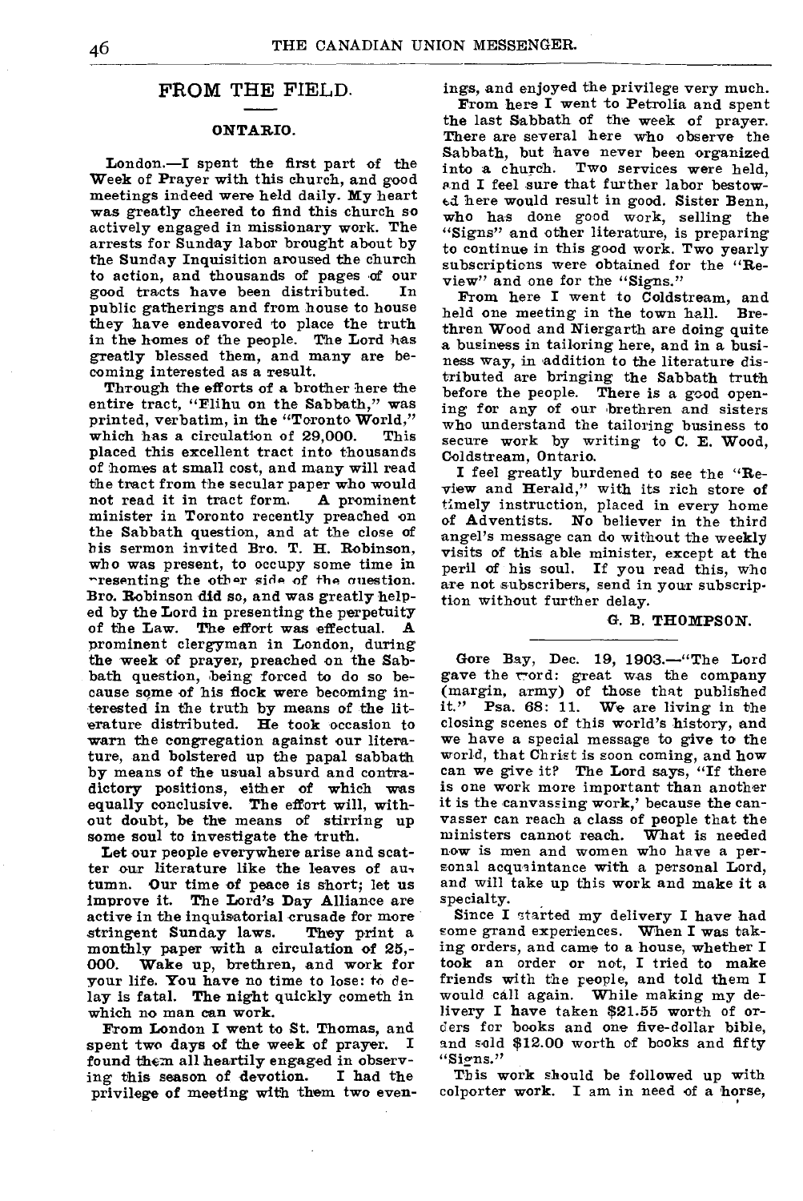## FROM THE FIELD.

### ONTARIO.

London.—I spent the first part of the Week of Prayer with this church, and good meetings indeed were held daily. My heart was greatly cheered to find this church so actively engaged in missionary work. The arrests for Sunday labor brought about by the Sunday Inquisition aroused the church to action, and thousands of pages of our good tracts have been distributed. In public gatherings and from house to house they have endeavored to place the truth in the homes of the people. The Lord has greatly blessed them, and many are becoming interested as a result.

Through the efforts of a brother here the entire tract, "Elihu on the Sabbath," was printed, verbatim, in the "Toronto World," which has a circulation of 29,000. This placed this excellent tract into thousands of homes at small cost, and many will read the tract from the secular paper who would not read it in tract form. A prominent minister in Toronto recently preached on the Sabbath question, and at the close of his sermon invited Bro. T. H. Robinson, who was present, to occupy some time in presenting the other side of the question. Bro. Robinson did so, and was greatly helped by the Lord in presenting the perpetuity of the Law. The effort was effectual. A prominent clergyman in London, during the week of prayer, preached on the Sabbath question, being forced to do so because some of his flock were becoming interested in the truth by means of the literature distributed. He took occasion to warn the congregation against our literature, and bolstered up the papal sabbath by means of the usual absurd and contradictory positions, either of which was equally conclusive. The effort will, without doubt, be the means of stirring up some soul to investigate the truth.

Let our people everywhere arise and scatter our literature like the leaves of autumn. Our time of peace is short; let us improve it. The Lord's Day Alliance are active in the inquisatorial crusade for more stringent Sunday laws. They print a monthly paper with a circulation of 25,000. Wake up, brethren, and work for your life. You have no time to lose: to delay is fatal. The night quickly cometh in which no man can work.

From London I went to St. Thomas, and spent two days of the week of prayer. I found them all heartily engaged in observing this season of devotion. I had the privilege of meeting with them two evenings, and enjoyed the privilege very much.

From here I went to Petrolia and spent the last Sabbath of the week of prayer. There are several here who observe the Sabbath, but have never been organized into a church. Two services were held, and I feel sure that further labor bestowed here would result in good. Sister Benn, who has done good work, selling the "Signs" and other literature, is preparing to continue in this good work. Two yearly subscriptions were obtained for the "Review" and one for the "Signs."

From here I went to Coldstream, and held one meeting in the town hall. Brethren Wood and Niergarth are doing quite a business in tailoring here, and in a business way, in addition to the literature distributed are bringing the Sabbath truth before the people. There is a good opening for any of our brethren and sisters who understand the tailoring business to secure work by writing to C. E. Wood, Coldstream, Ontario.

I feel greatly burdened to see the "Review and Herald," with its rich store of timely instruction, placed in every home of Adventists. No believer in the third angel's message can do without the weekly visits of this able minister, except at the peril of his soul. If you read this, who are not subscribers, send in your subscription without further delay.

G. B. THOMPSON.

---

Gore Bay, Dec. 19, 1903.—"The Lord gave the word: great was the company (margin, army) of those that published it." Psa. 68: 11. We are living in the closing scenes of this world's history, and we have a special message to give to the world, that Christ is soon coming, and how can we give it? The Lord says, "If there is one work more important than another it is the canvassing work,' because the canvasser can reach a class of people that the ministers cannot reach. What is needed now is men and women who have a personal acquaintance with a personal Lord, and will take up this work and make it a specialty.

Since I started my delivery I have had some grand experiences. When I was taking orders, and came to a house, whether I took an order or not, I tried to make friends with the people, and told them I would call again. While making my delivery I have taken $21.55 worth of orders for books and one five-dollar bible, and sold $12.00 worth of books and fifty "Signs."

This work should be followed up with colporter work. I am in need of a horse,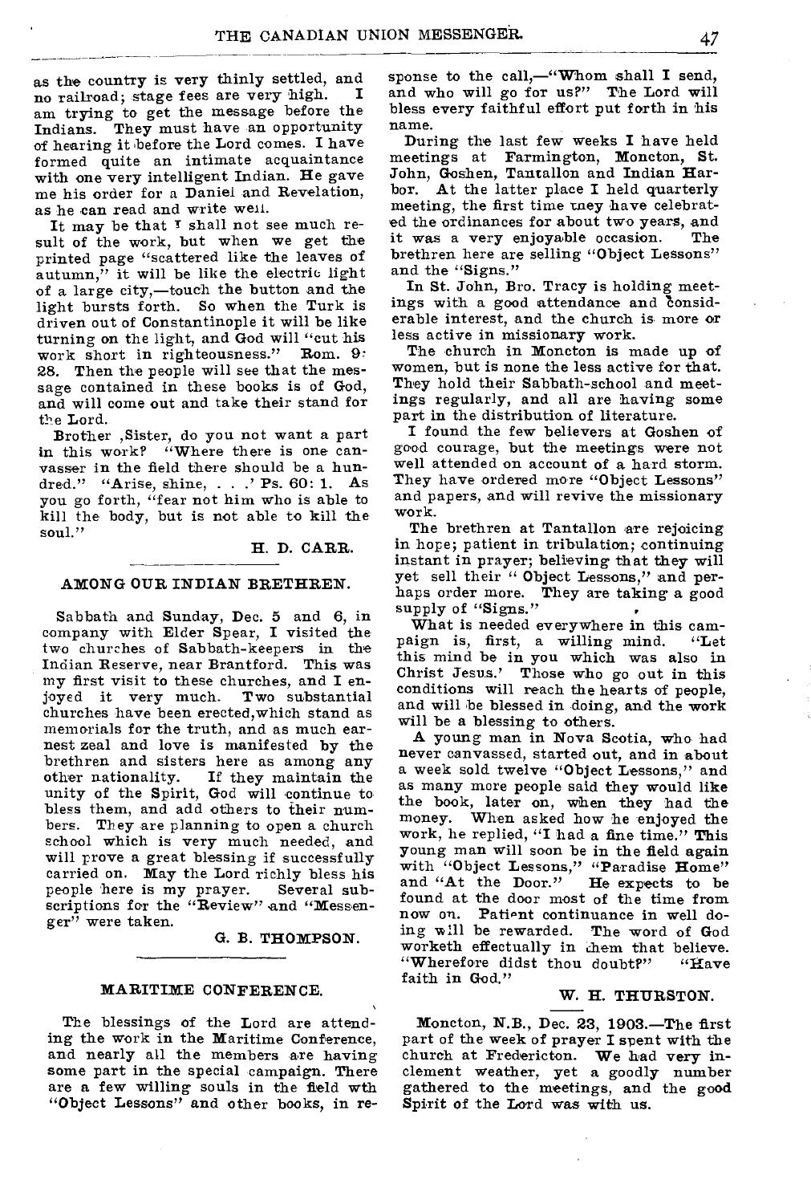as the country is very thinly settled, and no railroad; stage fees are very high. I am trying to get the message before the Indians. They must have an opportunity of hearing it before the Lord comes. I have formed quite an intimate acquaintance with one very intelligent Indian. He gave me his order for a Daniel and Revelation, as he can read and write well.

It may be that I shall not see much result of the work, but when we get the printed page "scattered like the leaves of autumn," it will be like the electric light of a large city,—touch the button and the light bursts forth. So when the Turk is driven out of Constantinople it will be like turning on the light, and God will "cut his work short in righteousness." Rom. 9: 28. Then the people will see that the message contained in these books is of God, and will come out and take their stand for the Lord.

Brother ,Sister, do you not want a part in this work? "Where there is one canvasser in the field there should be a hundred." "Arise, shine, . . .' Ps. 60: 1. As you go forth, "fear not him who is able to kill the body, but is not able to kill the soul."

H. D. CARR.

## AMONG OUR INDIAN BRETHREN.

Sabbath and Sunday, Dec. 5 and 6, in company with Elder Spear, I visited the two churches of Sabbath-keepers in the Indian Reserve, near Brantford. This was my first visit to these churches, and I enjoyed it very much. Two substantial churches have been erected,which stand as memorials for the truth, and as much earnest zeal and love is manifested by the brethren and sisters here as among any other nationality. If they maintain the unity of the Spirit, God will continue to bless them, and add others to their numbers. They are planning to open a church school which is very much needed, and will prove a great blessing if successfully carried on. May the Lord richly bless his people here is my prayer. Several subscriptions for the "Review" and "Messenger" were taken.

G. B. THOMPSON.

## MARITIME CONFERENCE.

The blessings of the Lord are attending the work in the Maritime Conference, and nearly all the members are having some part in the special campaign. There are a few willing souls in the field wth "Object Lessons" and other books, in response to the call,—"Whom shall I send, and who will go for us?" The Lord will bless every faithful effort put forth in his name.

During the last few weeks I have held meetings at Farmington, Moncton, St. John, Goshen, Tantallon and Indian Harbor. At the latter place I held quarterly meeting, the first time they have celebrated the ordinances for about two years, and it was a very enjoyable occasion. The brethren here are selling "Object Lessons" and the "Signs."

In St. John, Bro. Tracy is holding meetings with a good attendance and considerable interest, and the church is more or less active in missionary work.

The church in Moncton is made up of women, but is none the less active for that. They hold their Sabbath-school and meetings regularly, and all are having some part in the distribution of literature.

I found the few believers at Goshen of good courage, but the meetings were not well attended on account of a hard storm. They have ordered more "Object Lessons" and papers, and will revive the missionary work.

The brethren at Tantallon are rejoicing in hope; patient in tribulation; continuing instant in prayer; believing that they will yet sell their "Object Lessons," and perhaps order more. They are taking a good supply of "Signs."

What is needed everywhere in this campaign is, first, a willing mind. "Let this mind be in you which was also in Christ Jesus.' Those who go out in this conditions will reach the hearts of people, and will be blessed in doing, and the work will be a blessing to others.

A young man in Nova Scotia, who had never canvassed, started out, and in about a week sold twelve "Object Lessons," and as many more people said they would like the book, later on, when they had the money. When asked how he enjoyed the work, he replied, "I had a fine time." This young man will soon be in the field again with "Object Lessons," "Paradise Home" and "At the Door." He expects to be found at the door most of the time from now on. Patient continuance in well doing will be rewarded. The word of God worketh effectually in them that believe. "Wherefore didst thou doubt?" "Have faith in God."

W. H. THURSTON.

Moncton, N.B., Dec. 23, 1903.—The first part of the week of prayer I spent with the church at Fredericton. We had very inclement weather, yet a goodly number gathered to the meetings, and the good Spirit of the Lord was with us.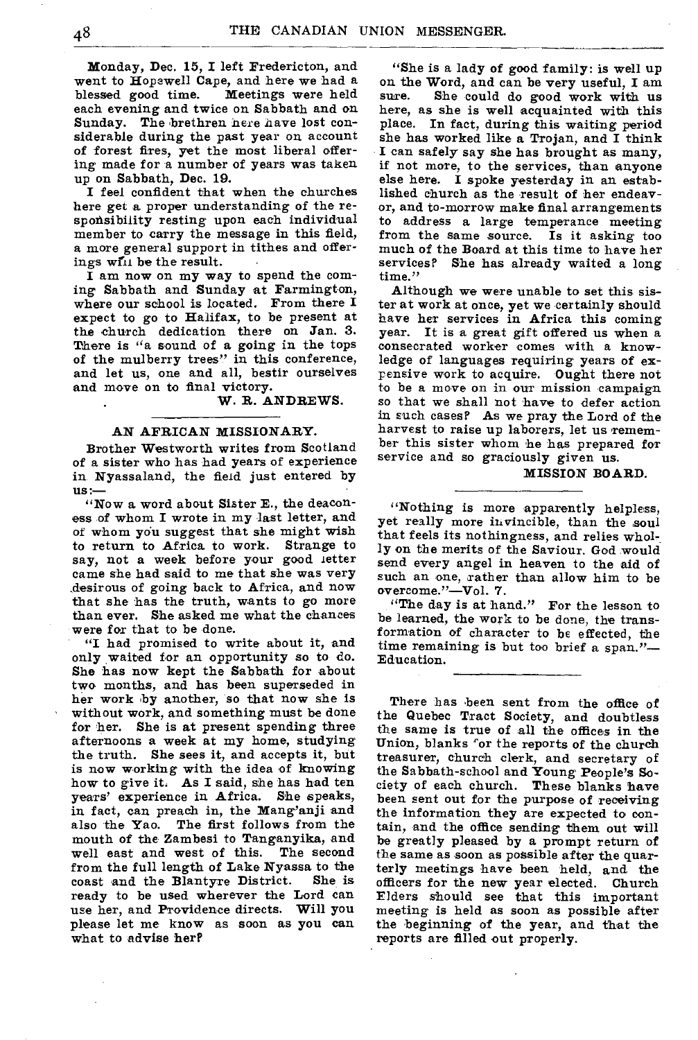Monday, Dec. 15, I left Fredericton, and went to Hopewell Cape, and here we had a blessed good time. Meetings were held each evening and twice on Sabbath and on Sunday. The brethren here have lost considerable during the past year on account of forest fires, yet the most liberal offering made for a number of years was taken up on Sabbath, Dec. 19.

I feel confident that when the churches here get a proper understanding of the responsibility resting upon each individual member to carry the message in this field, a more general support in tithes and offerings will be the result.

I am now on my way to spend the coming Sabbath and Sunday at Farmington, where our school is located. From there I expect to go to Halifax, to be present at the church dedication there on Jan. 3. There is "a sound of a going in the tops of the mulberry trees" in this conference, and let us, one and all, bestir ourselves and move on to final victory.

W. R. ANDREWS.

## AN AFRICAN MISSIONARY.

Brother Westworth writes from Scotland of a sister who has had years of experience in Nyassaland, the field just entered by us:—

"Now a word about Sister E., the deaconess of whom I wrote in my last letter, and of whom you suggest that she might wish to return to Africa to work. Strange to say, not a week before your good letter came she had said to me that she was very desirous of going back to Africa, and now that she has the truth, wants to go more than ever. She asked me what the chances were for that to be done.

"I had promised to write about it, and only waited for an opportunity so to do. She has now kept the Sabbath for about two months, and has been superseded in her work by another, so that now she is without work, and something must be done for her. She is at present spending three afternoons a week at my home, studying the truth. She sees it, and accepts it, but is now working with the idea of knowing how to give it. As I said, she has had ten years' experience in Africa. She speaks, in fact, can preach in, the Mang'anji and also the Yao. The first follows from the mouth of the Zambesi to Tanganyika, and well east and west of this. The second from the full length of Lake Nyassa to the coast and the Blantyre District. She is ready to be used wherever the Lord can use her, and Providence directs. Will you please let me know as soon as you can what to advise her?

"She is a lady of good family: is well up on the Word, and can be very useful, I am sure. She could do good work with us here, as she is well acquainted with this place. In fact, during this waiting period she has worked like a Trojan, and I think I can safely say she has brought as many, if not more, to the services, than anyone else here. I spoke yesterday in an established church as the result of her endeavor, and to-morrow make final arrangements to address a large temperance meeting from the same source. Is it asking too much of the Board at this time to have her services? She has already waited a long time."

Although we were unable to set this sister at work at once, yet we certainly should have her services in Africa this coming year. It is a great gift offered us when a consecrated worker comes with a knowledge of languages requiring years of expensive work to acquire. Ought there not to be a move on in our mission campaign so that we shall not have to defer action in such cases? As we pray the Lord of the harvest to raise up laborers, let us remember this sister whom he has prepared for service and so graciously given us.

MISSION BOARD.

---

"Nothing is more apparently helpless, yet really more invincible, than the soul that feels its nothingness, and relies wholly on the merits of the Saviour. God would send every angel in heaven to the aid of such an one, rather than allow him to be overcome."—Vol. 7.

"The day is at hand." For the lesson to be learned, the work to be done, the transformation of character to be effected, the time remaining is but too brief a span."—Education.

---

There has been sent from the office of the Quebec Tract Society, and doubtless the same is true of all the offices in the Union, blanks for the reports of the church treasurer, church clerk, and secretary of the Sabbath-school and Young People's Society of each church. These blanks have been sent out for the purpose of receiving the information they are expected to contain, and the office sending them out will be greatly pleased by a prompt return of the same as soon as possible after the quarterly meetings have been held, and the officers for the new year elected. Church Elders should see that this important meeting is held as soon as possible after the beginning of the year, and that the reports are filled out properly.